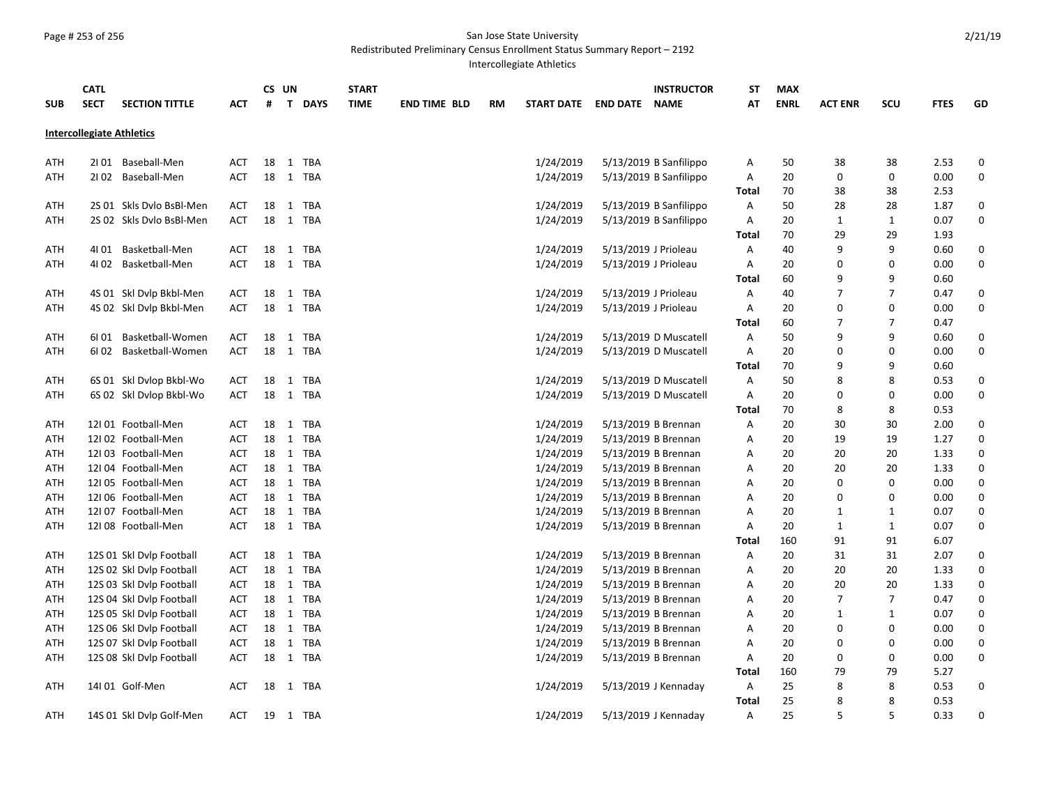San Jose State University
Redistributed Preliminary Census Enrollment Status Summary Report – 2192
Intercollegiate Athletics

| SUB | CATL SECT | SECTION TITTLE | ACT | CS # | UN T | DAYS | START TIME | END TIME | BLD | RM | START DATE | END DATE | INSTRUCTOR NAME | ST AT | MAX ENRL | ACT ENR | SCU | FTES | GD |
|---|---|---|---|---|---|---|---|---|---|---|---|---|---|---|---|---|---|---|---|
| **Intercollegiate Athletics** | | | | | | | | | | | | | | | | | | | |
| ATH | 2I 01 | Baseball-Men | ACT | 18 | 1 | TBA | | | | | 1/24/2019 | 5/13/2019 | B Sanfilippo | A | 50 | 38 | 38 | 2.53 | 0 |
| ATH | 2I 02 | Baseball-Men | ACT | 18 | 1 | TBA | | | | | 1/24/2019 | 5/13/2019 | B Sanfilippo | A | 20 | 0 | 0 | 0.00 | 0 |
| | | | | | | | | | | | | | | Total | 70 | 38 | 38 | 2.53 | |
| ATH | 2S 01 | Skls Dvlo BsBl-Men | ACT | 18 | 1 | TBA | | | | | 1/24/2019 | 5/13/2019 | B Sanfilippo | A | 50 | 28 | 28 | 1.87 | 0 |
| ATH | 2S 02 | Skls Dvlo BsBl-Men | ACT | 18 | 1 | TBA | | | | | 1/24/2019 | 5/13/2019 | B Sanfilippo | A | 20 | 1 | 1 | 0.07 | 0 |
| | | | | | | | | | | | | | | Total | 70 | 29 | 29 | 1.93 | |
| ATH | 4I 01 | Basketball-Men | ACT | 18 | 1 | TBA | | | | | 1/24/2019 | 5/13/2019 | J Prioleau | A | 40 | 9 | 9 | 0.60 | 0 |
| ATH | 4I 02 | Basketball-Men | ACT | 18 | 1 | TBA | | | | | 1/24/2019 | 5/13/2019 | J Prioleau | A | 20 | 0 | 0 | 0.00 | 0 |
| | | | | | | | | | | | | | | Total | 60 | 9 | 9 | 0.60 | |
| ATH | 4S 01 | Skl Dvlp Bkbl-Men | ACT | 18 | 1 | TBA | | | | | 1/24/2019 | 5/13/2019 | J Prioleau | A | 40 | 7 | 7 | 0.47 | 0 |
| ATH | 4S 02 | Skl Dvlp Bkbl-Men | ACT | 18 | 1 | TBA | | | | | 1/24/2019 | 5/13/2019 | J Prioleau | A | 20 | 0 | 0 | 0.00 | 0 |
| | | | | | | | | | | | | | | Total | 60 | 7 | 7 | 0.47 | |
| ATH | 6I 01 | Basketball-Women | ACT | 18 | 1 | TBA | | | | | 1/24/2019 | 5/13/2019 | D Muscatell | A | 50 | 9 | 9 | 0.60 | 0 |
| ATH | 6I 02 | Basketball-Women | ACT | 18 | 1 | TBA | | | | | 1/24/2019 | 5/13/2019 | D Muscatell | A | 20 | 0 | 0 | 0.00 | 0 |
| | | | | | | | | | | | | | | Total | 70 | 9 | 9 | 0.60 | |
| ATH | 6S 01 | Skl Dvlop Bkbl-Wo | ACT | 18 | 1 | TBA | | | | | 1/24/2019 | 5/13/2019 | D Muscatell | A | 50 | 8 | 8 | 0.53 | 0 |
| ATH | 6S 02 | Skl Dvlop Bkbl-Wo | ACT | 18 | 1 | TBA | | | | | 1/24/2019 | 5/13/2019 | D Muscatell | A | 20 | 0 | 0 | 0.00 | 0 |
| | | | | | | | | | | | | | | Total | 70 | 8 | 8 | 0.53 | |
| ATH | 12I 01 | Football-Men | ACT | 18 | 1 | TBA | | | | | 1/24/2019 | 5/13/2019 | B Brennan | A | 20 | 30 | 30 | 2.00 | 0 |
| ATH | 12I 02 | Football-Men | ACT | 18 | 1 | TBA | | | | | 1/24/2019 | 5/13/2019 | B Brennan | A | 20 | 19 | 19 | 1.27 | 0 |
| ATH | 12I 03 | Football-Men | ACT | 18 | 1 | TBA | | | | | 1/24/2019 | 5/13/2019 | B Brennan | A | 20 | 20 | 20 | 1.33 | 0 |
| ATH | 12I 04 | Football-Men | ACT | 18 | 1 | TBA | | | | | 1/24/2019 | 5/13/2019 | B Brennan | A | 20 | 20 | 20 | 1.33 | 0 |
| ATH | 12I 05 | Football-Men | ACT | 18 | 1 | TBA | | | | | 1/24/2019 | 5/13/2019 | B Brennan | A | 20 | 0 | 0 | 0.00 | 0 |
| ATH | 12I 06 | Football-Men | ACT | 18 | 1 | TBA | | | | | 1/24/2019 | 5/13/2019 | B Brennan | A | 20 | 0 | 0 | 0.00 | 0 |
| ATH | 12I 07 | Football-Men | ACT | 18 | 1 | TBA | | | | | 1/24/2019 | 5/13/2019 | B Brennan | A | 20 | 1 | 1 | 0.07 | 0 |
| ATH | 12I 08 | Football-Men | ACT | 18 | 1 | TBA | | | | | 1/24/2019 | 5/13/2019 | B Brennan | A | 20 | 1 | 1 | 0.07 | 0 |
| | | | | | | | | | | | | | | Total | 160 | 91 | 91 | 6.07 | |
| ATH | 12S 01 | Skl Dvlp Football | ACT | 18 | 1 | TBA | | | | | 1/24/2019 | 5/13/2019 | B Brennan | A | 20 | 31 | 31 | 2.07 | 0 |
| ATH | 12S 02 | Skl Dvlp Football | ACT | 18 | 1 | TBA | | | | | 1/24/2019 | 5/13/2019 | B Brennan | A | 20 | 20 | 20 | 1.33 | 0 |
| ATH | 12S 03 | Skl Dvlp Football | ACT | 18 | 1 | TBA | | | | | 1/24/2019 | 5/13/2019 | B Brennan | A | 20 | 20 | 20 | 1.33 | 0 |
| ATH | 12S 04 | Skl Dvlp Football | ACT | 18 | 1 | TBA | | | | | 1/24/2019 | 5/13/2019 | B Brennan | A | 20 | 7 | 7 | 0.47 | 0 |
| ATH | 12S 05 | Skl Dvlp Football | ACT | 18 | 1 | TBA | | | | | 1/24/2019 | 5/13/2019 | B Brennan | A | 20 | 1 | 1 | 0.07 | 0 |
| ATH | 12S 06 | Skl Dvlp Football | ACT | 18 | 1 | TBA | | | | | 1/24/2019 | 5/13/2019 | B Brennan | A | 20 | 0 | 0 | 0.00 | 0 |
| ATH | 12S 07 | Skl Dvlp Football | ACT | 18 | 1 | TBA | | | | | 1/24/2019 | 5/13/2019 | B Brennan | A | 20 | 0 | 0 | 0.00 | 0 |
| ATH | 12S 08 | Skl Dvlp Football | ACT | 18 | 1 | TBA | | | | | 1/24/2019 | 5/13/2019 | B Brennan | A | 20 | 0 | 0 | 0.00 | 0 |
| | | | | | | | | | | | | | | Total | 160 | 79 | 79 | 5.27 | |
| ATH | 14I 01 | Golf-Men | ACT | 18 | 1 | TBA | | | | | 1/24/2019 | 5/13/2019 | J Kennaday | A | 25 | 8 | 8 | 0.53 | 0 |
| | | | | | | | | | | | | | | Total | 25 | 8 | 8 | 0.53 | |
| ATH | 14S 01 | Skl Dvlp Golf-Men | ACT | 19 | 1 | TBA | | | | | 1/24/2019 | 5/13/2019 | J Kennaday | A | 25 | 5 | 5 | 0.33 | 0 |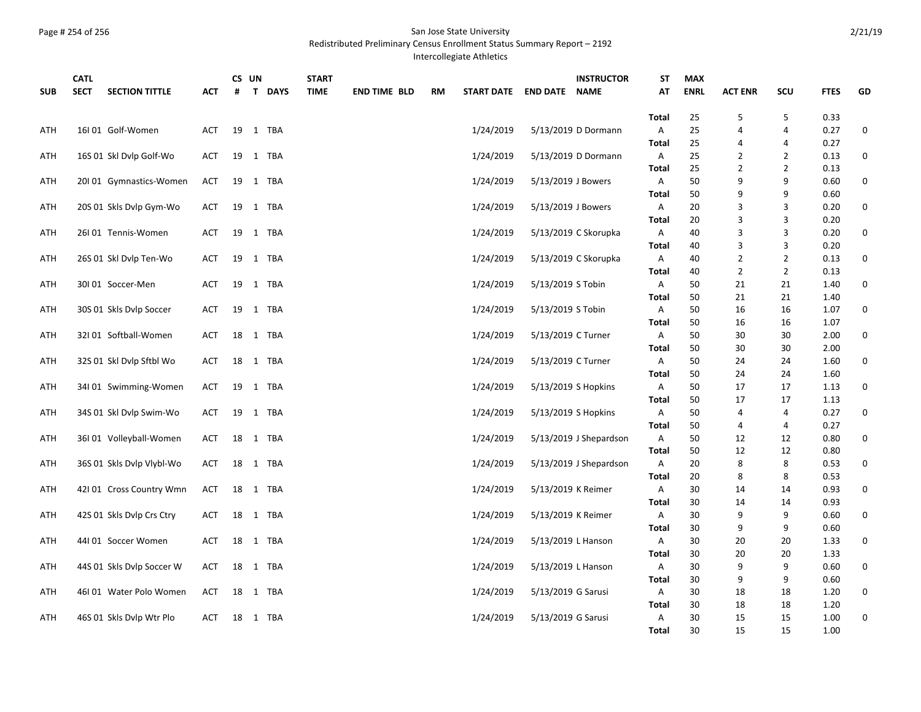San Jose State University
Redistributed Preliminary Census Enrollment Status Summary Report – 2192
Intercollegiate Athletics

| SUB | CATL SECT | SECTION TITTLE | ACT | CS # | UN T | DAYS | START TIME | END TIME | BLD | RM | START DATE | END DATE | INSTRUCTOR NAME | ST AT | MAX ENRL | ACT ENR | SCU | FTES | GD |
|---|---|---|---|---|---|---|---|---|---|---|---|---|---|---|---|---|---|---|---|
| | | | | | | | | | | | | | | Total | 25 | 5 | 5 | 0.33 | |
| ATH | 16I 01 | Golf-Women | ACT | 19 | 1 | TBA | | | | | 1/24/2019 | 5/13/2019 | D Dormann | A | 25 | 4 | 4 | 0.27 | 0 |
| | | | | | | | | | | | | | | Total | 25 | 4 | 4 | 0.27 | |
| ATH | 16S 01 | Skl Dvlp Golf-Wo | ACT | 19 | 1 | TBA | | | | | 1/24/2019 | 5/13/2019 | D Dormann | A | 25 | 2 | 2 | 0.13 | 0 |
| | | | | | | | | | | | | | | Total | 25 | 2 | 2 | 0.13 | |
| ATH | 20I 01 | Gymnastics-Women | ACT | 19 | 1 | TBA | | | | | 1/24/2019 | 5/13/2019 | J Bowers | A | 50 | 9 | 9 | 0.60 | 0 |
| | | | | | | | | | | | | | | Total | 50 | 9 | 9 | 0.60 | |
| ATH | 20S 01 | Skls Dvlp Gym-Wo | ACT | 19 | 1 | TBA | | | | | 1/24/2019 | 5/13/2019 | J Bowers | A | 20 | 3 | 3 | 0.20 | 0 |
| | | | | | | | | | | | | | | Total | 20 | 3 | 3 | 0.20 | |
| ATH | 26I 01 | Tennis-Women | ACT | 19 | 1 | TBA | | | | | 1/24/2019 | 5/13/2019 | C Skorupka | A | 40 | 3 | 3 | 0.20 | 0 |
| | | | | | | | | | | | | | | Total | 40 | 3 | 3 | 0.20 | |
| ATH | 26S 01 | Skl Dvlp Ten-Wo | ACT | 19 | 1 | TBA | | | | | 1/24/2019 | 5/13/2019 | C Skorupka | A | 40 | 2 | 2 | 0.13 | 0 |
| | | | | | | | | | | | | | | Total | 40 | 2 | 2 | 0.13 | |
| ATH | 30I 01 | Soccer-Men | ACT | 19 | 1 | TBA | | | | | 1/24/2019 | 5/13/2019 | S Tobin | A | 50 | 21 | 21 | 1.40 | 0 |
| | | | | | | | | | | | | | | Total | 50 | 21 | 21 | 1.40 | |
| ATH | 30S 01 | Skls Dvlp Soccer | ACT | 19 | 1 | TBA | | | | | 1/24/2019 | 5/13/2019 | S Tobin | A | 50 | 16 | 16 | 1.07 | 0 |
| | | | | | | | | | | | | | | Total | 50 | 16 | 16 | 1.07 | |
| ATH | 32I 01 | Softball-Women | ACT | 18 | 1 | TBA | | | | | 1/24/2019 | 5/13/2019 | C Turner | A | 50 | 30 | 30 | 2.00 | 0 |
| | | | | | | | | | | | | | | Total | 50 | 30 | 30 | 2.00 | |
| ATH | 32S 01 | Skl Dvlp Sftbl Wo | ACT | 18 | 1 | TBA | | | | | 1/24/2019 | 5/13/2019 | C Turner | A | 50 | 24 | 24 | 1.60 | 0 |
| | | | | | | | | | | | | | | Total | 50 | 24 | 24 | 1.60 | |
| ATH | 34I 01 | Swimming-Women | ACT | 19 | 1 | TBA | | | | | 1/24/2019 | 5/13/2019 | S Hopkins | A | 50 | 17 | 17 | 1.13 | 0 |
| | | | | | | | | | | | | | | Total | 50 | 17 | 17 | 1.13 | |
| ATH | 34S 01 | Skl Dvlp Swim-Wo | ACT | 19 | 1 | TBA | | | | | 1/24/2019 | 5/13/2019 | S Hopkins | A | 50 | 4 | 4 | 0.27 | 0 |
| | | | | | | | | | | | | | | Total | 50 | 4 | 4 | 0.27 | |
| ATH | 36I 01 | Volleyball-Women | ACT | 18 | 1 | TBA | | | | | 1/24/2019 | 5/13/2019 | J Shepardson | A | 50 | 12 | 12 | 0.80 | 0 |
| | | | | | | | | | | | | | | Total | 50 | 12 | 12 | 0.80 | |
| ATH | 36S 01 | Skls Dvlp Vlybl-Wo | ACT | 18 | 1 | TBA | | | | | 1/24/2019 | 5/13/2019 | J Shepardson | A | 20 | 8 | 8 | 0.53 | 0 |
| | | | | | | | | | | | | | | Total | 20 | 8 | 8 | 0.53 | |
| ATH | 42I 01 | Cross Country Wmn | ACT | 18 | 1 | TBA | | | | | 1/24/2019 | 5/13/2019 | K Reimer | A | 30 | 14 | 14 | 0.93 | 0 |
| | | | | | | | | | | | | | | Total | 30 | 14 | 14 | 0.93 | |
| ATH | 42S 01 | Skls Dvlp Crs Ctry | ACT | 18 | 1 | TBA | | | | | 1/24/2019 | 5/13/2019 | K Reimer | A | 30 | 9 | 9 | 0.60 | 0 |
| | | | | | | | | | | | | | | Total | 30 | 9 | 9 | 0.60 | |
| ATH | 44I 01 | Soccer Women | ACT | 18 | 1 | TBA | | | | | 1/24/2019 | 5/13/2019 | L Hanson | A | 30 | 20 | 20 | 1.33 | 0 |
| | | | | | | | | | | | | | | Total | 30 | 20 | 20 | 1.33 | |
| ATH | 44S 01 | Skls Dvlp Soccer W | ACT | 18 | 1 | TBA | | | | | 1/24/2019 | 5/13/2019 | L Hanson | A | 30 | 9 | 9 | 0.60 | 0 |
| | | | | | | | | | | | | | | Total | 30 | 9 | 9 | 0.60 | |
| ATH | 46I 01 | Water Polo Women | ACT | 18 | 1 | TBA | | | | | 1/24/2019 | 5/13/2019 | G Sarusi | A | 30 | 18 | 18 | 1.20 | 0 |
| | | | | | | | | | | | | | | Total | 30 | 18 | 18 | 1.20 | |
| ATH | 46S 01 | Skls Dvlp Wtr Plo | ACT | 18 | 1 | TBA | | | | | 1/24/2019 | 5/13/2019 | G Sarusi | A | 30 | 15 | 15 | 1.00 | 0 |
| | | | | | | | | | | | | | | Total | 30 | 15 | 15 | 1.00 | |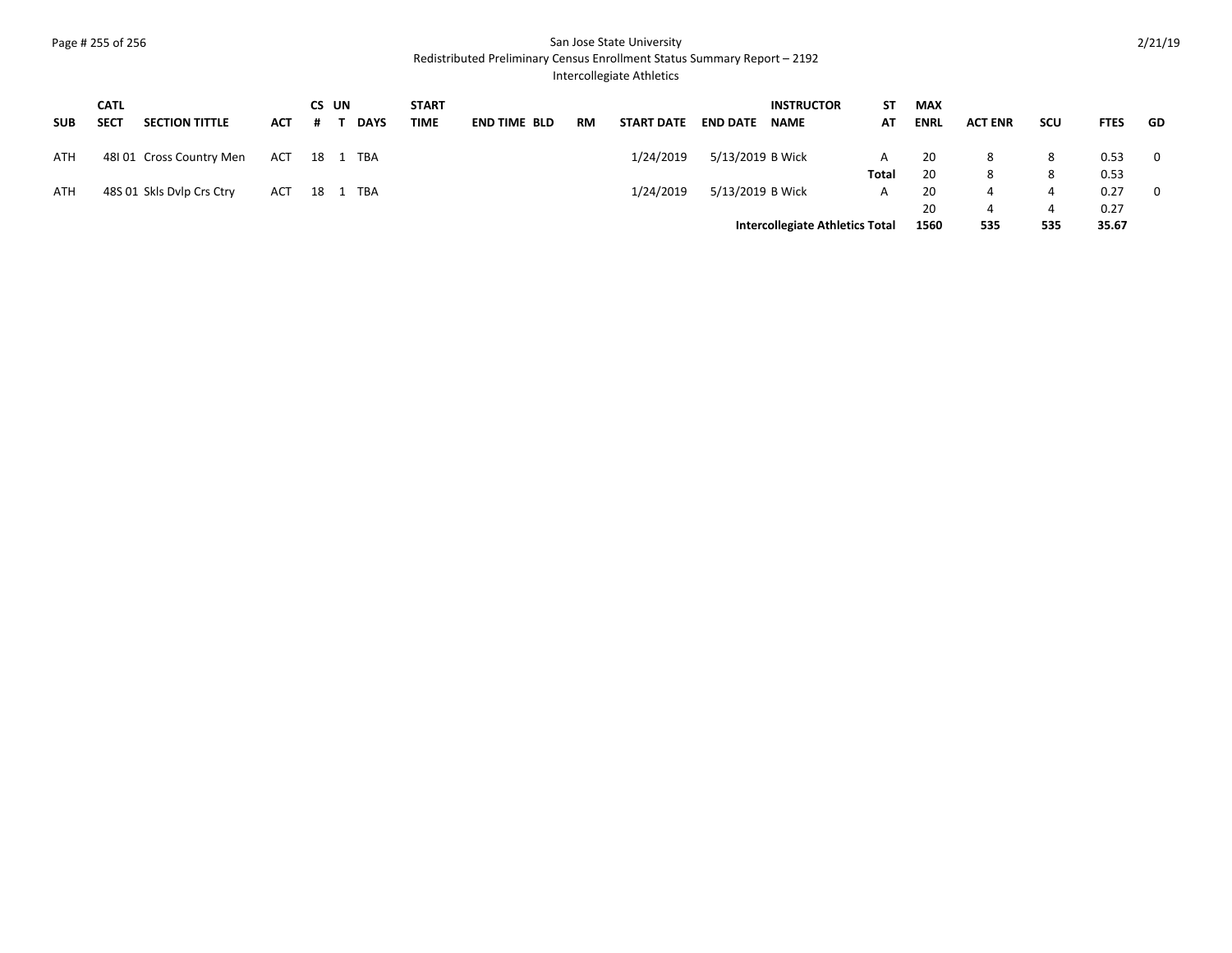San Jose State University
Redistributed Preliminary Census Enrollment Status Summary Report – 2192
Intercollegiate Athletics

| SUB | CATL SECT | SECTION TITTLE | ACT | CS # | UN T | DAYS | START TIME | END TIME | BLD | RM | START DATE | END DATE | INSTRUCTOR NAME | ST AT | MAX ENRL | ACT ENR | SCU | FTES | GD |
|---|---|---|---|---|---|---|---|---|---|---|---|---|---|---|---|---|---|---|---|
| ATH | 48I 01 | Cross Country Men | ACT | 18 | 1 | TBA | | | | | 1/24/2019 | 5/13/2019 | B Wick | A | 20 | 8 | 8 | 0.53 | 0 |
| | | | | | | | | | | | | | | **Total** | 20 | 8 | 8 | 0.53 | |
| ATH | 48S 01 | Skls Dvlp Crs Ctry | ACT | 18 | 1 | TBA | | | | | 1/24/2019 | 5/13/2019 | B Wick | A | 20 | 4 | 4 | 0.27 | 0 |
| | | | | | | | | | | | | | | | 20 | 4 | 4 | 0.27 | |
| | | | | | | | | | | | | | **Intercollegiate Athletics Total** | | **1560** | **535** | **535** | **35.67** | |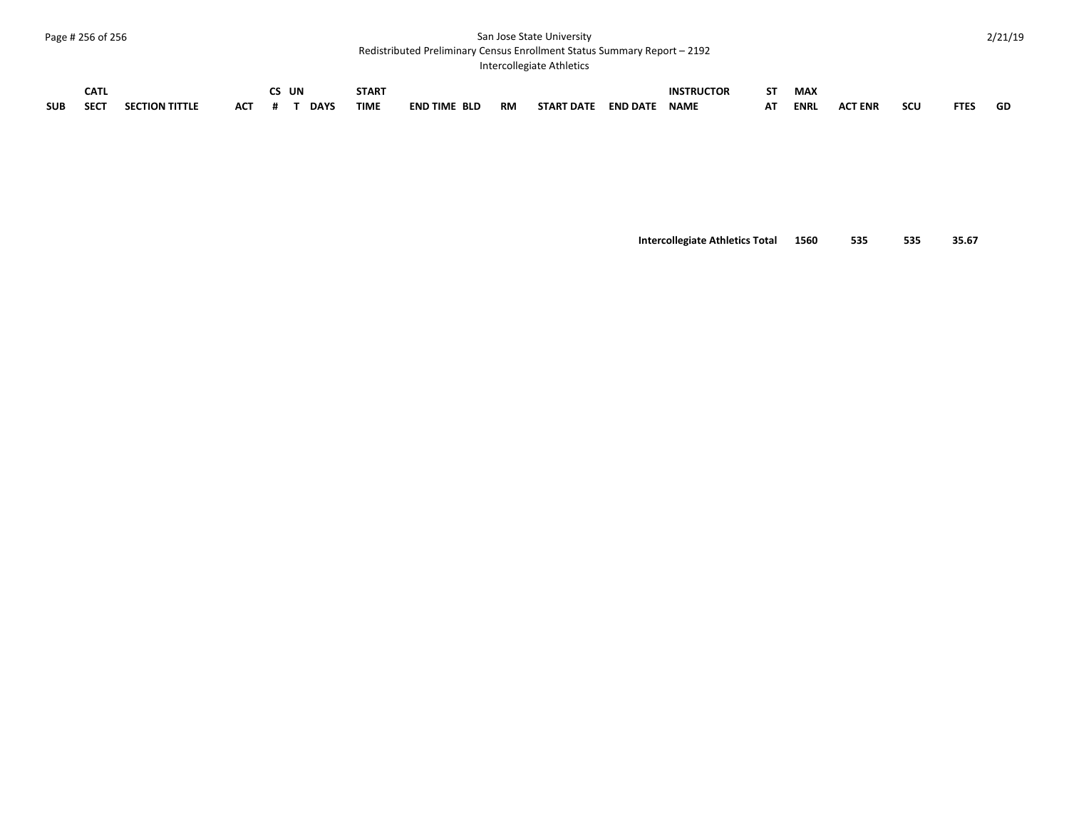| SUB | CATL SECT | SECTION TITTLE | ACT | CS # | UN T | DAYS | START TIME | END TIME | BLD | RM | START DATE | END DATE | INSTRUCTOR NAME | ST AT | MAX ENRL | ACT ENR | SCU | FTES | GD |
|---|---|---|---|---|---|---|---|---|---|---|---|---|---|---|---|---|---|---|---|
| | | | | | | | | | | | | | Intercollegiate Athletics Total | | 1560 | 535 | 535 | 35.67 | |